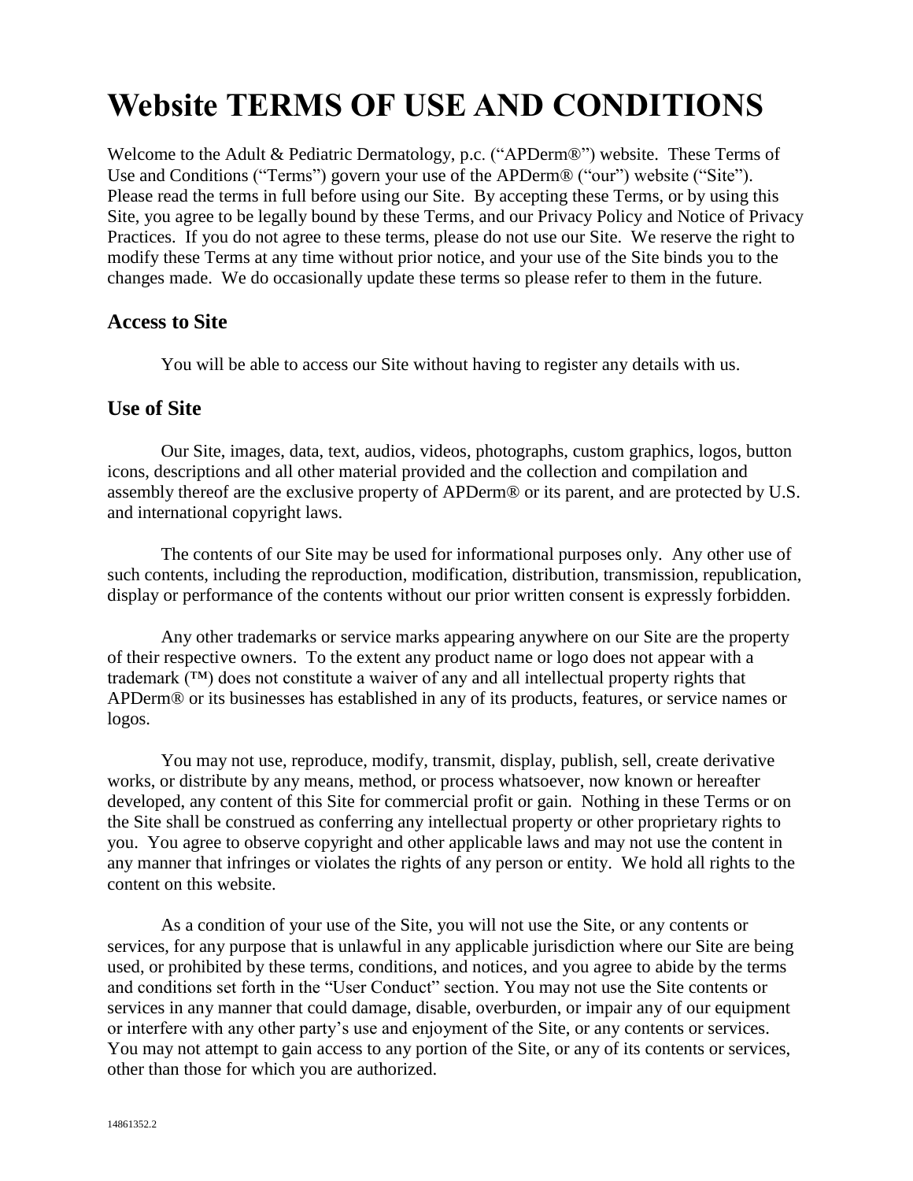# Website TERMS OF USE AND CONDITIONS

Welcome to the Adult & Pediatric Dermatology, p.c. ("APDerm®") website. These Terms of Use and Conditions ("Terms") govern your use of the APDerm® ("our") website ("Site"). Please read the terms in full before using our Site. By accepting these Terms, or by using this Site, you agree to be legally bound by these Terms, and our Privacy Policy and Notice of Privacy Practices. If you do not agree to these terms, please do not use our Site. We reserve the right to modify these Terms at any time without prior notice, and your use of the Site binds you to the changes made. We do occasionally update these terms so please refer to them in the future.

## Access to Site

You will be able to access our Site without having to register any details with us.

## Use of Site

Our Site, images, data, text, audios, videos, photographs, custom graphics, logos, button icons, descriptions and all other material provided and the collection and compilation and assembly thereof are the exclusive property of APDerm® or its parent, and are protected by U.S. and international copyright laws.

The contents of our Site may be used for informational purposes only. Any other use of such contents, including the reproduction, modification, distribution, transmission, republication, display or performance of the contents without our prior written consent is expressly forbidden.

Any other trademarks or service marks appearing anywhere on our Site are the property of their respective owners. To the extent any product name or logo does not appear with a trademark (™) does not constitute a waiver of any and all intellectual property rights that APDerm® or its businesses has established in any of its products, features, or service names or logos.

You may not use, reproduce, modify, transmit, display, publish, sell, create derivative works, or distribute by any means, method, or process whatsoever, now known or hereafter developed, any content of this Site for commercial profit or gain. Nothing in these Terms or on the Site shall be construed as conferring any intellectual property or other proprietary rights to you. You agree to observe copyright and other applicable laws and may not use the content in any manner that infringes or violates the rights of any person or entity. We hold all rights to the content on this website.

As a condition of your use of the Site, you will not use the Site, or any contents or services, for any purpose that is unlawful in any applicable jurisdiction where our Site are being used, or prohibited by these terms, conditions, and notices, and you agree to abide by the terms and conditions set forth in the "User Conduct" section. You may not use the Site contents or services in any manner that could damage, disable, overburden, or impair any of our equipment or interfere with any other party's use and enjoyment of the Site, or any contents or services. You may not attempt to gain access to any portion of the Site, or any of its contents or services, other than those for which you are authorized.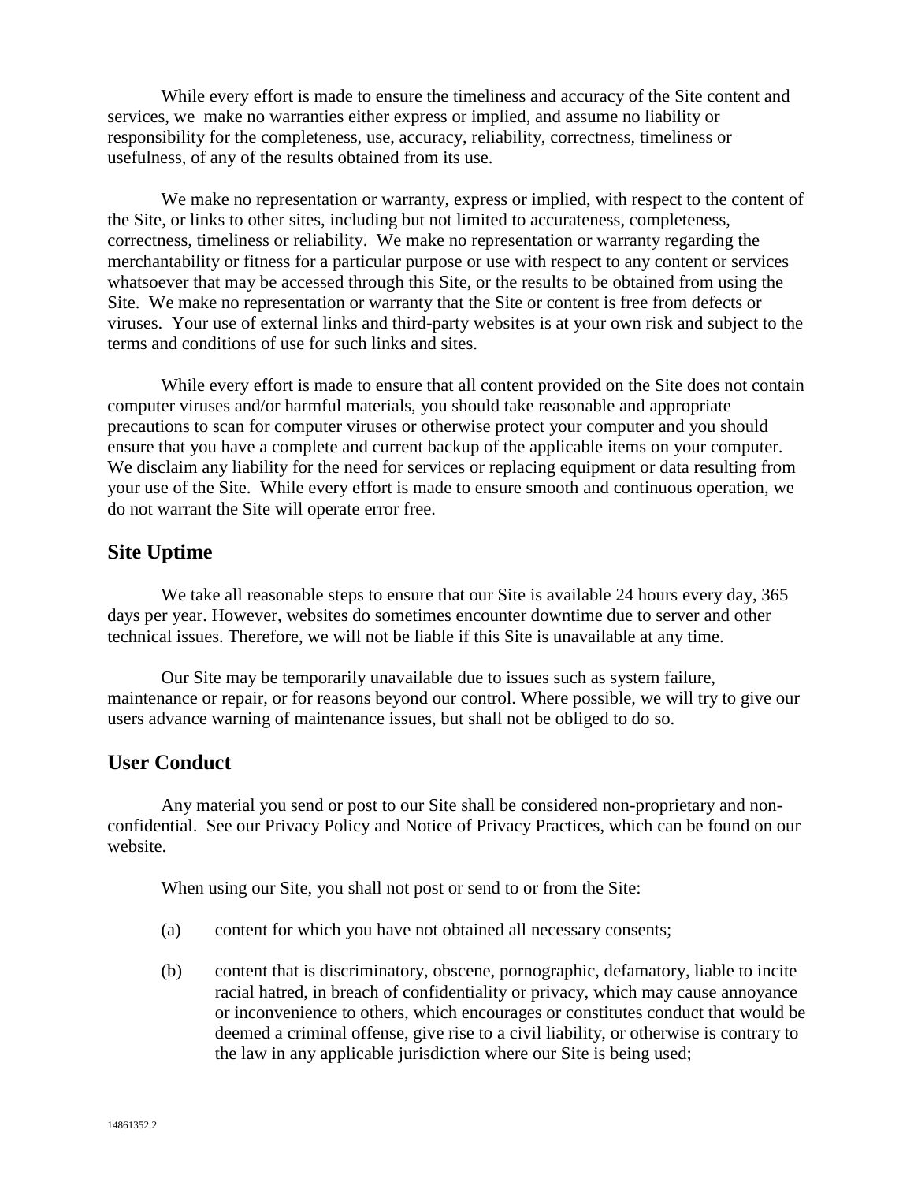While every effort is made to ensure the timeliness and accuracy of the Site content and services, we make no warranties either express or implied, and assume no liability or responsibility for the completeness, use, accuracy, reliability, correctness, timeliness or usefulness, of any of the results obtained from its use.

We make no representation or warranty, express or implied, with respect to the content of the Site, or links to other sites, including but not limited to accurateness, completeness, correctness, timeliness or reliability. We make no representation or warranty regarding the merchantability or fitness for a particular purpose or use with respect to any content or services whatsoever that may be accessed through this Site, or the results to be obtained from using the Site. We make no representation or warranty that the Site or content is free from defects or viruses. Your use of external links and third-party websites is at your own risk and subject to the terms and conditions of use for such links and sites.

While every effort is made to ensure that all content provided on the Site does not contain computer viruses and/or harmful materials, you should take reasonable and appropriate precautions to scan for computer viruses or otherwise protect your computer and you should ensure that you have a complete and current backup of the applicable items on your computer. We disclaim any liability for the need for services or replacing equipment or data resulting from your use of the Site. While every effort is made to ensure smooth and continuous operation, we do not warrant the Site will operate error free.

## Site Uptime

We take all reasonable steps to ensure that our Site is available 24 hours every day, 365 days per year. However, websites do sometimes encounter downtime due to server and other technical issues. Therefore, we will not be liable if this Site is unavailable at any time.

Our Site may be temporarily unavailable due to issues such as system failure, maintenance or repair, or for reasons beyond our control. Where possible, we will try to give our users advance warning of maintenance issues, but shall not be obliged to do so.

## User Conduct

Any material you send or post to our Site shall be considered non-proprietary and non-confidential. See our Privacy Policy and Notice of Privacy Practices, which can be found on our website.

When using our Site, you shall not post or send to or from the Site:

(a) content for which you have not obtained all necessary consents;

(b) content that is discriminatory, obscene, pornographic, defamatory, liable to incite racial hatred, in breach of confidentiality or privacy, which may cause annoyance or inconvenience to others, which encourages or constitutes conduct that would be deemed a criminal offense, give rise to a civil liability, or otherwise is contrary to the law in any applicable jurisdiction where our Site is being used;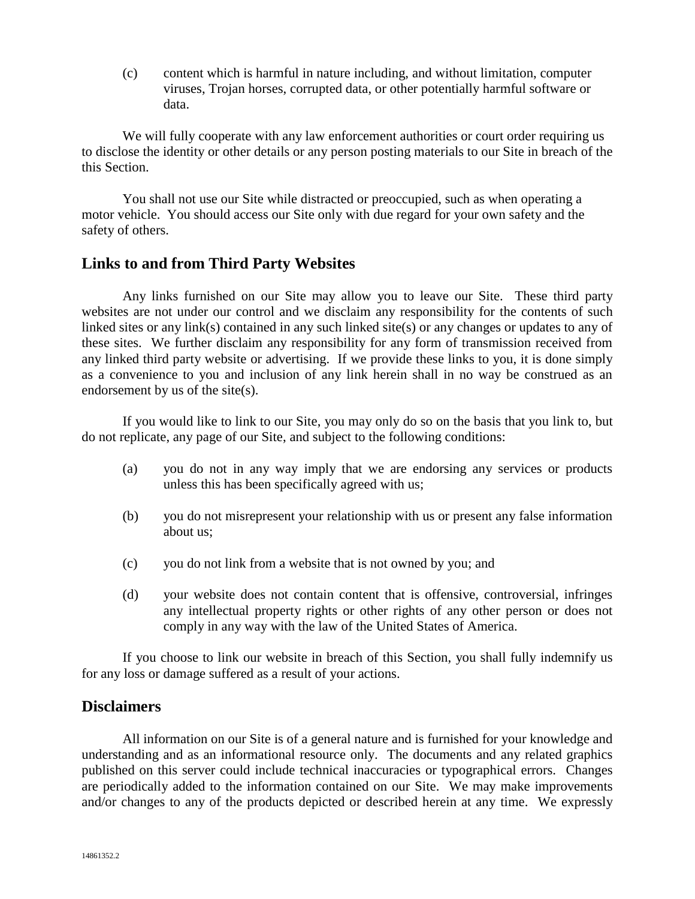(c) content which is harmful in nature including, and without limitation, computer viruses, Trojan horses, corrupted data, or other potentially harmful software or data.

We will fully cooperate with any law enforcement authorities or court order requiring us to disclose the identity or other details or any person posting materials to our Site in breach of the this Section.

You shall not use our Site while distracted or preoccupied, such as when operating a motor vehicle. You should access our Site only with due regard for your own safety and the safety of others.

## Links to and from Third Party Websites

Any links furnished on our Site may allow you to leave our Site. These third party websites are not under our control and we disclaim any responsibility for the contents of such linked sites or any link(s) contained in any such linked site(s) or any changes or updates to any of these sites. We further disclaim any responsibility for any form of transmission received from any linked third party website or advertising. If we provide these links to you, it is done simply as a convenience to you and inclusion of any link herein shall in no way be construed as an endorsement by us of the site(s).

If you would like to link to our Site, you may only do so on the basis that you link to, but do not replicate, any page of our Site, and subject to the following conditions:

(a) you do not in any way imply that we are endorsing any services or products unless this has been specifically agreed with us;

(b) you do not misrepresent your relationship with us or present any false information about us;

(c) you do not link from a website that is not owned by you; and

(d) your website does not contain content that is offensive, controversial, infringes any intellectual property rights or other rights of any other person or does not comply in any way with the law of the United States of America.

If you choose to link our website in breach of this Section, you shall fully indemnify us for any loss or damage suffered as a result of your actions.

## Disclaimers

All information on our Site is of a general nature and is furnished for your knowledge and understanding and as an informational resource only. The documents and any related graphics published on this server could include technical inaccuracies or typographical errors. Changes are periodically added to the information contained on our Site. We may make improvements and/or changes to any of the products depicted or described herein at any time. We expressly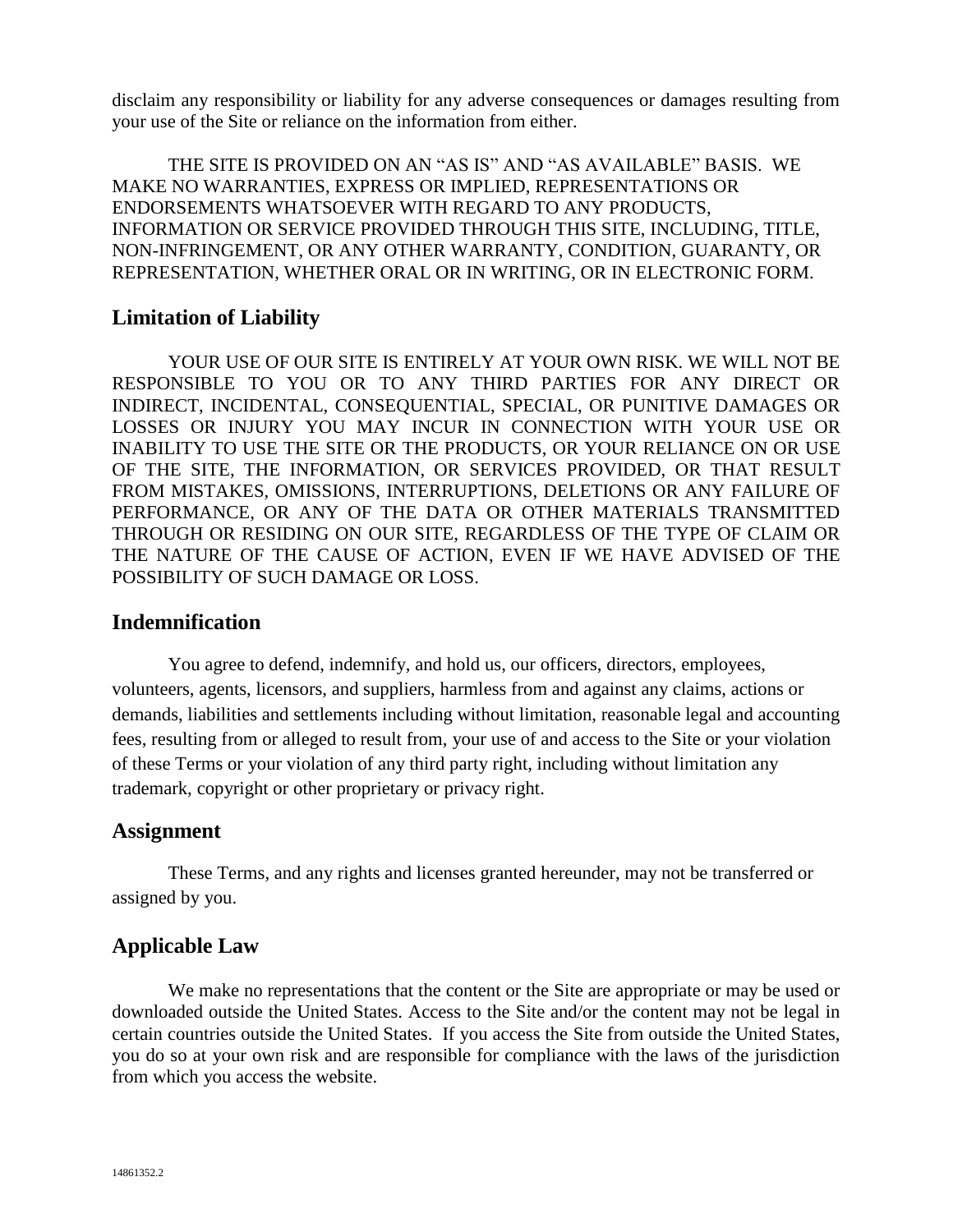disclaim any responsibility or liability for any adverse consequences or damages resulting from your use of the Site or reliance on the information from either.

THE SITE IS PROVIDED ON AN "AS IS" AND "AS AVAILABLE" BASIS. WE MAKE NO WARRANTIES, EXPRESS OR IMPLIED, REPRESENTATIONS OR ENDORSEMENTS WHATSOEVER WITH REGARD TO ANY PRODUCTS, INFORMATION OR SERVICE PROVIDED THROUGH THIS SITE, INCLUDING, TITLE, NON-INFRINGEMENT, OR ANY OTHER WARRANTY, CONDITION, GUARANTY, OR REPRESENTATION, WHETHER ORAL OR IN WRITING, OR IN ELECTRONIC FORM.

## Limitation of Liability

YOUR USE OF OUR SITE IS ENTIRELY AT YOUR OWN RISK. WE WILL NOT BE RESPONSIBLE TO YOU OR TO ANY THIRD PARTIES FOR ANY DIRECT OR INDIRECT, INCIDENTAL, CONSEQUENTIAL, SPECIAL, OR PUNITIVE DAMAGES OR LOSSES OR INJURY YOU MAY INCUR IN CONNECTION WITH YOUR USE OR INABILITY TO USE THE SITE OR THE PRODUCTS, OR YOUR RELIANCE ON OR USE OF THE SITE, THE INFORMATION, OR SERVICES PROVIDED, OR THAT RESULT FROM MISTAKES, OMISSIONS, INTERRUPTIONS, DELETIONS OR ANY FAILURE OF PERFORMANCE, OR ANY OF THE DATA OR OTHER MATERIALS TRANSMITTED THROUGH OR RESIDING ON OUR SITE, REGARDLESS OF THE TYPE OF CLAIM OR THE NATURE OF THE CAUSE OF ACTION, EVEN IF WE HAVE ADVISED OF THE POSSIBILITY OF SUCH DAMAGE OR LOSS.

## Indemnification

You agree to defend, indemnify, and hold us, our officers, directors, employees, volunteers, agents, licensors, and suppliers, harmless from and against any claims, actions or demands, liabilities and settlements including without limitation, reasonable legal and accounting fees, resulting from or alleged to result from, your use of and access to the Site or your violation of these Terms or your violation of any third party right, including without limitation any trademark, copyright or other proprietary or privacy right.

## Assignment

These Terms, and any rights and licenses granted hereunder, may not be transferred or assigned by you.

## Applicable Law

We make no representations that the content or the Site are appropriate or may be used or downloaded outside the United States. Access to the Site and/or the content may not be legal in certain countries outside the United States. If you access the Site from outside the United States, you do so at your own risk and are responsible for compliance with the laws of the jurisdiction from which you access the website.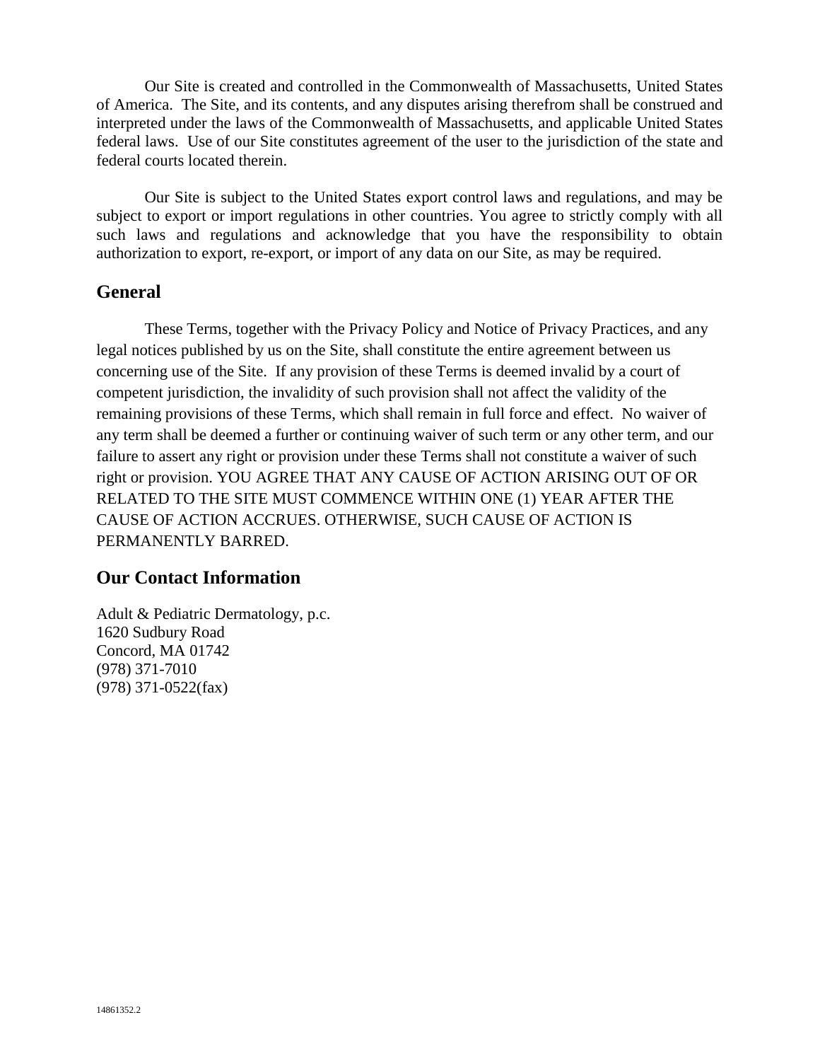Our Site is created and controlled in the Commonwealth of Massachusetts, United States of America. The Site, and its contents, and any disputes arising therefrom shall be construed and interpreted under the laws of the Commonwealth of Massachusetts, and applicable United States federal laws. Use of our Site constitutes agreement of the user to the jurisdiction of the state and federal courts located therein.

Our Site is subject to the United States export control laws and regulations, and may be subject to export or import regulations in other countries. You agree to strictly comply with all such laws and regulations and acknowledge that you have the responsibility to obtain authorization to export, re-export, or import of any data on our Site, as may be required.

## General

These Terms, together with the Privacy Policy and Notice of Privacy Practices, and any legal notices published by us on the Site, shall constitute the entire agreement between us concerning use of the Site. If any provision of these Terms is deemed invalid by a court of competent jurisdiction, the invalidity of such provision shall not affect the validity of the remaining provisions of these Terms, which shall remain in full force and effect. No waiver of any term shall be deemed a further or continuing waiver of such term or any other term, and our failure to assert any right or provision under these Terms shall not constitute a waiver of such right or provision. YOU AGREE THAT ANY CAUSE OF ACTION ARISING OUT OF OR RELATED TO THE SITE MUST COMMENCE WITHIN ONE (1) YEAR AFTER THE CAUSE OF ACTION ACCRUES. OTHERWISE, SUCH CAUSE OF ACTION IS PERMANENTLY BARRED.

## Our Contact Information

Adult & Pediatric Dermatology, p.c.
1620 Sudbury Road
Concord, MA 01742
(978) 371-7010
(978) 371-0522(fax)

14861352.2